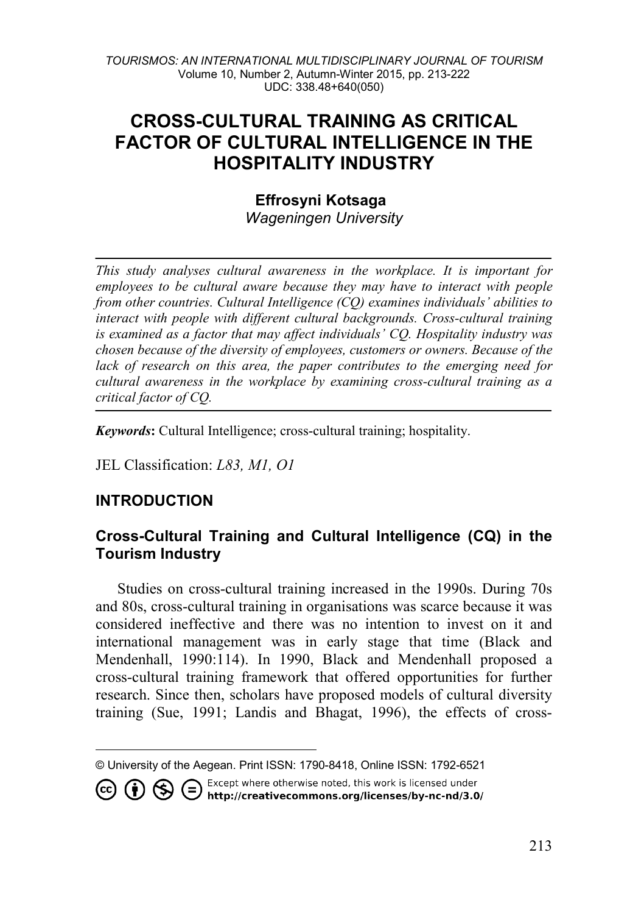# CROSS-CULTURAL TRAINING AS CRITICAL FACTOR OF CULTURAL INTELLIGENCE IN THE HOSPITALITY INDUSTRY

**Effrosyni Kotsaga**
*Wageningen University*

---

*This study analyses cultural awareness in the workplace. It is important for employees to be cultural aware because they may have to interact with people from other countries. Cultural Intelligence (CQ) examines individuals' abilities to interact with people with different cultural backgrounds. Cross-cultural training is examined as a factor that may affect individuals' CQ. Hospitality industry was chosen because of the diversity of employees, customers or owners. Because of the lack of research on this area, the paper contributes to the emerging need for cultural awareness in the workplace by examining cross-cultural training as a critical factor of CQ.*

---

***Keywords*:** Cultural Intelligence; cross-cultural training; hospitality.

JEL Classification: *L83, M1, O1*

## INTRODUCTION

### Cross-Cultural Training and Cultural Intelligence (CQ) in the Tourism Industry

Studies on cross-cultural training increased in the 1990s. During 70s and 80s, cross-cultural training in organisations was scarce because it was considered ineffective and there was no intention to invest on it and international management was in early stage that time (Black and Mendenhall, 1990:114). In 1990, Black and Mendenhall proposed a cross-cultural training framework that offered opportunities for further research. Since then, scholars have proposed models of cultural diversity training (Sue, 1991; Landis and Bhagat, 1996), the effects of cross-

---

© University of the Aegean. Print ISSN: 1790-8418, Online ISSN: 1792-6521

Except where otherwise noted, this work is licensed under **http://creativecommons.org/licenses/by-nc-nd/3.0/**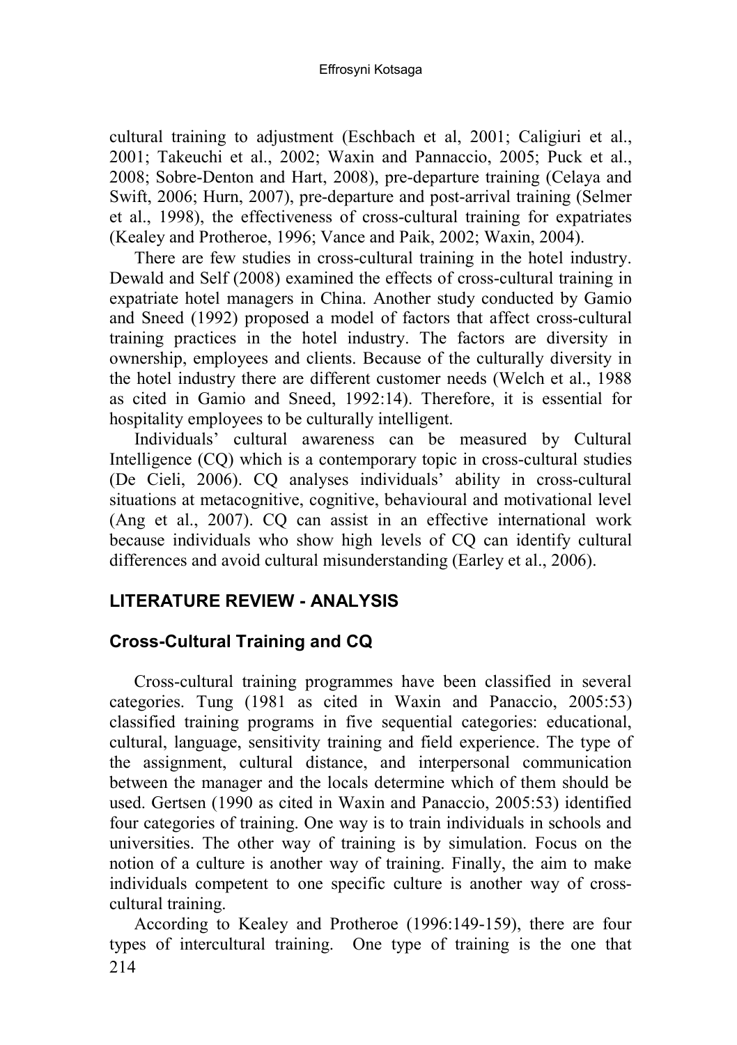cultural training to adjustment (Eschbach et al, 2001; Caligiuri et al., 2001; Takeuchi et al., 2002; Waxin and Pannaccio, 2005; Puck et al., 2008; Sobre-Denton and Hart, 2008), pre-departure training (Celaya and Swift, 2006; Hurn, 2007), pre-departure and post-arrival training (Selmer et al., 1998), the effectiveness of cross-cultural training for expatriates (Kealey and Protheroe, 1996; Vance and Paik, 2002; Waxin, 2004).

There are few studies in cross-cultural training in the hotel industry. Dewald and Self (2008) examined the effects of cross-cultural training in expatriate hotel managers in China. Another study conducted by Gamio and Sneed (1992) proposed a model of factors that affect cross-cultural training practices in the hotel industry. The factors are diversity in ownership, employees and clients. Because of the culturally diversity in the hotel industry there are different customer needs (Welch et al., 1988 as cited in Gamio and Sneed, 1992:14). Therefore, it is essential for hospitality employees to be culturally intelligent.

Individuals' cultural awareness can be measured by Cultural Intelligence (CQ) which is a contemporary topic in cross-cultural studies (De Cieli, 2006). CQ analyses individuals' ability in cross-cultural situations at metacognitive, cognitive, behavioural and motivational level (Ang et al., 2007). CQ can assist in an effective international work because individuals who show high levels of CQ can identify cultural differences and avoid cultural misunderstanding (Earley et al., 2006).

## LITERATURE REVIEW - ANALYSIS

### Cross-Cultural Training and CQ

Cross-cultural training programmes have been classified in several categories. Tung (1981 as cited in Waxin and Panaccio, 2005:53) classified training programs in five sequential categories: educational, cultural, language, sensitivity training and field experience. The type of the assignment, cultural distance, and interpersonal communication between the manager and the locals determine which of them should be used. Gertsen (1990 as cited in Waxin and Panaccio, 2005:53) identified four categories of training. One way is to train individuals in schools and universities. The other way of training is by simulation. Focus on the notion of a culture is another way of training. Finally, the aim to make individuals competent to one specific culture is another way of cross-cultural training.

According to Kealey and Protheroe (1996:149-159), there are four types of intercultural training. One type of training is the one that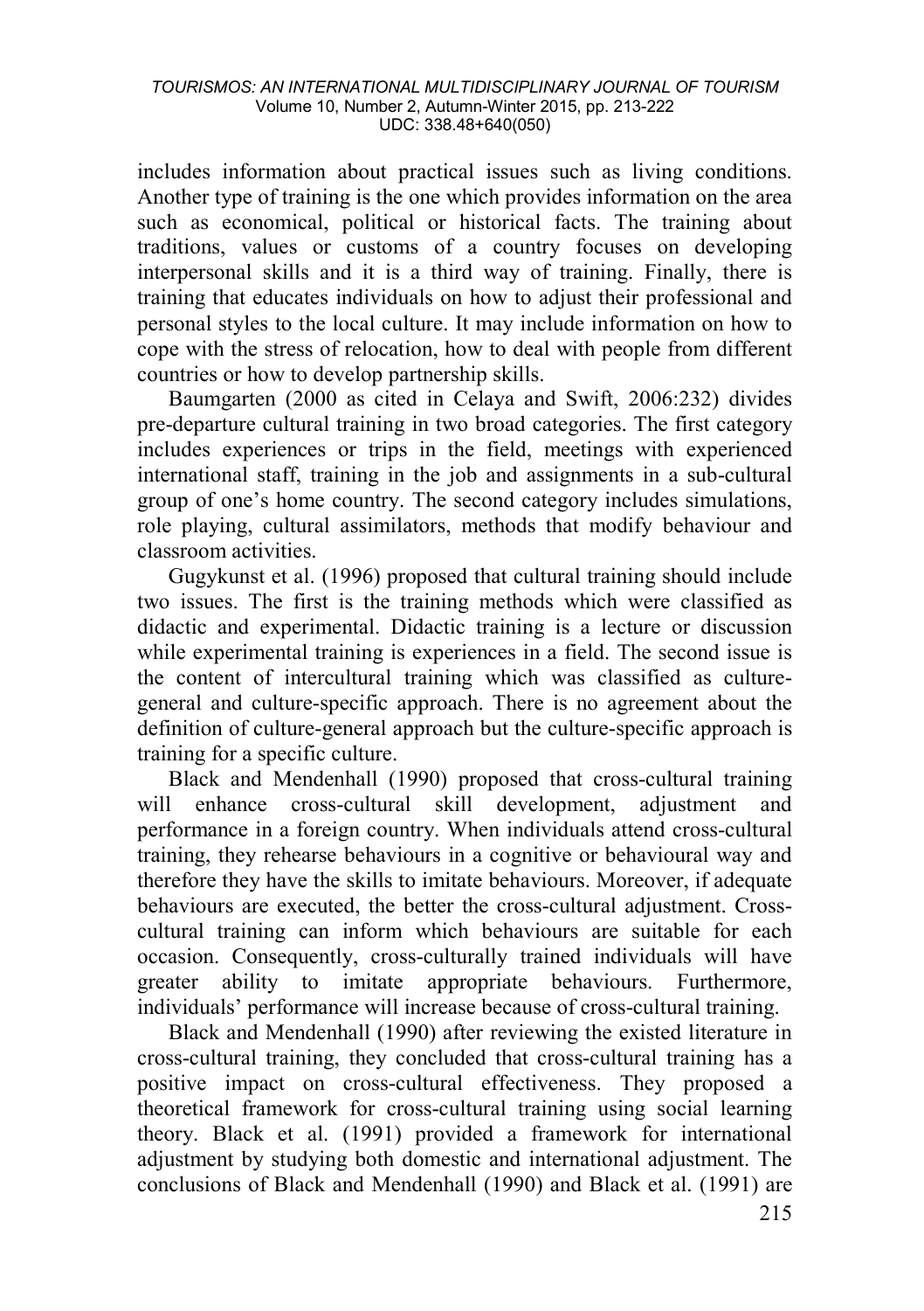includes information about practical issues such as living conditions. Another type of training is the one which provides information on the area such as economical, political or historical facts. The training about traditions, values or customs of a country focuses on developing interpersonal skills and it is a third way of training. Finally, there is training that educates individuals on how to adjust their professional and personal styles to the local culture. It may include information on how to cope with the stress of relocation, how to deal with people from different countries or how to develop partnership skills.

Baumgarten (2000 as cited in Celaya and Swift, 2006:232) divides pre-departure cultural training in two broad categories. The first category includes experiences or trips in the field, meetings with experienced international staff, training in the job and assignments in a sub-cultural group of one's home country. The second category includes simulations, role playing, cultural assimilators, methods that modify behaviour and classroom activities.

Gugykunst et al. (1996) proposed that cultural training should include two issues. The first is the training methods which were classified as didactic and experimental. Didactic training is a lecture or discussion while experimental training is experiences in a field. The second issue is the content of intercultural training which was classified as culture-general and culture-specific approach. There is no agreement about the definition of culture-general approach but the culture-specific approach is training for a specific culture.

Black and Mendenhall (1990) proposed that cross-cultural training will enhance cross-cultural skill development, adjustment and performance in a foreign country. When individuals attend cross-cultural training, they rehearse behaviours in a cognitive or behavioural way and therefore they have the skills to imitate behaviours. Moreover, if adequate behaviours are executed, the better the cross-cultural adjustment. Cross-cultural training can inform which behaviours are suitable for each occasion. Consequently, cross-culturally trained individuals will have greater ability to imitate appropriate behaviours. Furthermore, individuals' performance will increase because of cross-cultural training.

Black and Mendenhall (1990) after reviewing the existed literature in cross-cultural training, they concluded that cross-cultural training has a positive impact on cross-cultural effectiveness. They proposed a theoretical framework for cross-cultural training using social learning theory. Black et al. (1991) provided a framework for international adjustment by studying both domestic and international adjustment. The conclusions of Black and Mendenhall (1990) and Black et al. (1991) are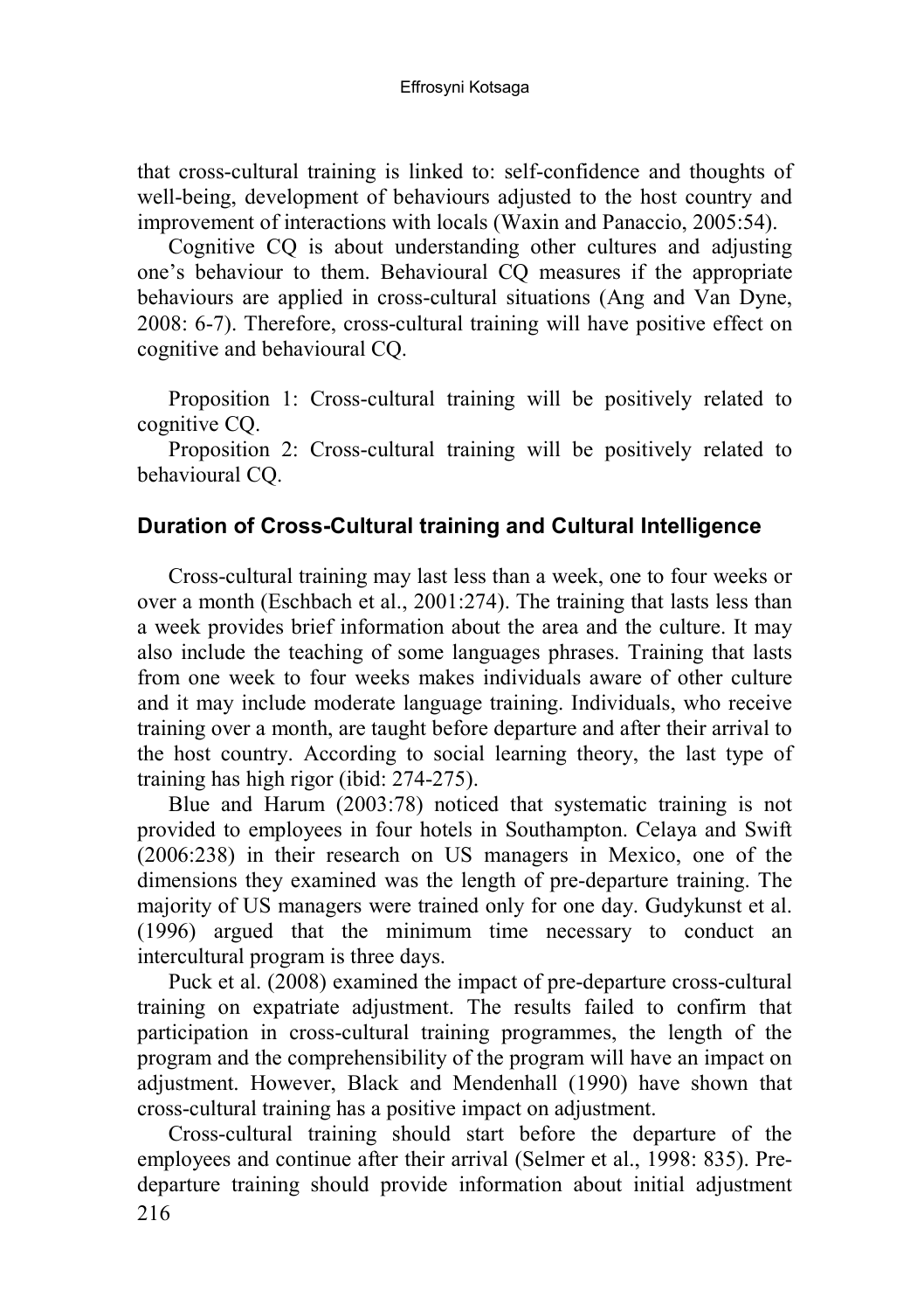that cross-cultural training is linked to: self-confidence and thoughts of well-being, development of behaviours adjusted to the host country and improvement of interactions with locals (Waxin and Panaccio, 2005:54).

Cognitive CQ is about understanding other cultures and adjusting one's behaviour to them. Behavioural CQ measures if the appropriate behaviours are applied in cross-cultural situations (Ang and Van Dyne, 2008: 6-7). Therefore, cross-cultural training will have positive effect on cognitive and behavioural CQ.

Proposition 1: Cross-cultural training will be positively related to cognitive CQ.

Proposition 2: Cross-cultural training will be positively related to behavioural CQ.

## Duration of Cross-Cultural training and Cultural Intelligence

Cross-cultural training may last less than a week, one to four weeks or over a month (Eschbach et al., 2001:274). The training that lasts less than a week provides brief information about the area and the culture. It may also include the teaching of some languages phrases. Training that lasts from one week to four weeks makes individuals aware of other culture and it may include moderate language training. Individuals, who receive training over a month, are taught before departure and after their arrival to the host country. According to social learning theory, the last type of training has high rigor (ibid: 274-275).

Blue and Harum (2003:78) noticed that systematic training is not provided to employees in four hotels in Southampton. Celaya and Swift (2006:238) in their research on US managers in Mexico, one of the dimensions they examined was the length of pre-departure training. The majority of US managers were trained only for one day. Gudykunst et al. (1996) argued that the minimum time necessary to conduct an intercultural program is three days.

Puck et al. (2008) examined the impact of pre-departure cross-cultural training on expatriate adjustment. The results failed to confirm that participation in cross-cultural training programmes, the length of the program and the comprehensibility of the program will have an impact on adjustment. However, Black and Mendenhall (1990) have shown that cross-cultural training has a positive impact on adjustment.

Cross-cultural training should start before the departure of the employees and continue after their arrival (Selmer et al., 1998: 835). Pre-departure training should provide information about initial adjustment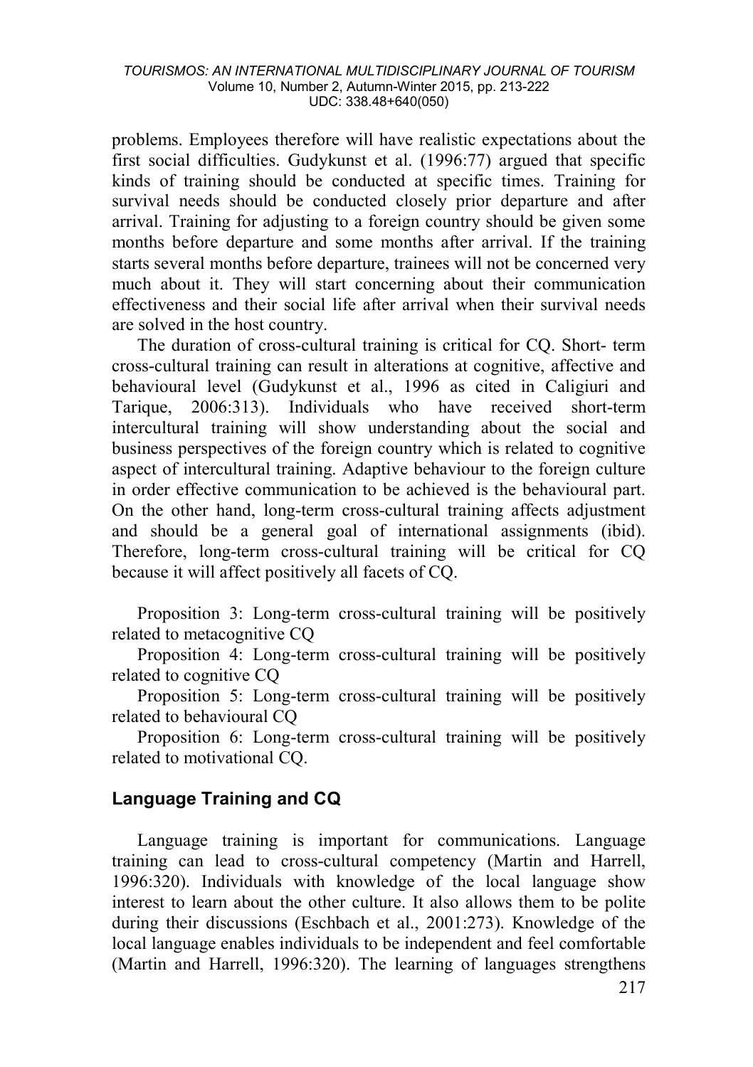problems. Employees therefore will have realistic expectations about the first social difficulties. Gudykunst et al. (1996:77) argued that specific kinds of training should be conducted at specific times. Training for survival needs should be conducted closely prior departure and after arrival. Training for adjusting to a foreign country should be given some months before departure and some months after arrival. If the training starts several months before departure, trainees will not be concerned very much about it. They will start concerning about their communication effectiveness and their social life after arrival when their survival needs are solved in the host country.

The duration of cross-cultural training is critical for CQ. Short- term cross-cultural training can result in alterations at cognitive, affective and behavioural level (Gudykunst et al., 1996 as cited in Caligiuri and Tarique, 2006:313). Individuals who have received short-term intercultural training will show understanding about the social and business perspectives of the foreign country which is related to cognitive aspect of intercultural training. Adaptive behaviour to the foreign culture in order effective communication to be achieved is the behavioural part. On the other hand, long-term cross-cultural training affects adjustment and should be a general goal of international assignments (ibid). Therefore, long-term cross-cultural training will be critical for CQ because it will affect positively all facets of CQ.

Proposition 3: Long-term cross-cultural training will be positively related to metacognitive CQ

Proposition 4: Long-term cross-cultural training will be positively related to cognitive CQ

Proposition 5: Long-term cross-cultural training will be positively related to behavioural CQ

Proposition 6: Long-term cross-cultural training will be positively related to motivational CQ.

## Language Training and CQ

Language training is important for communications. Language training can lead to cross-cultural competency (Martin and Harrell, 1996:320). Individuals with knowledge of the local language show interest to learn about the other culture. It also allows them to be polite during their discussions (Eschbach et al., 2001:273). Knowledge of the local language enables individuals to be independent and feel comfortable (Martin and Harrell, 1996:320). The learning of languages strengthens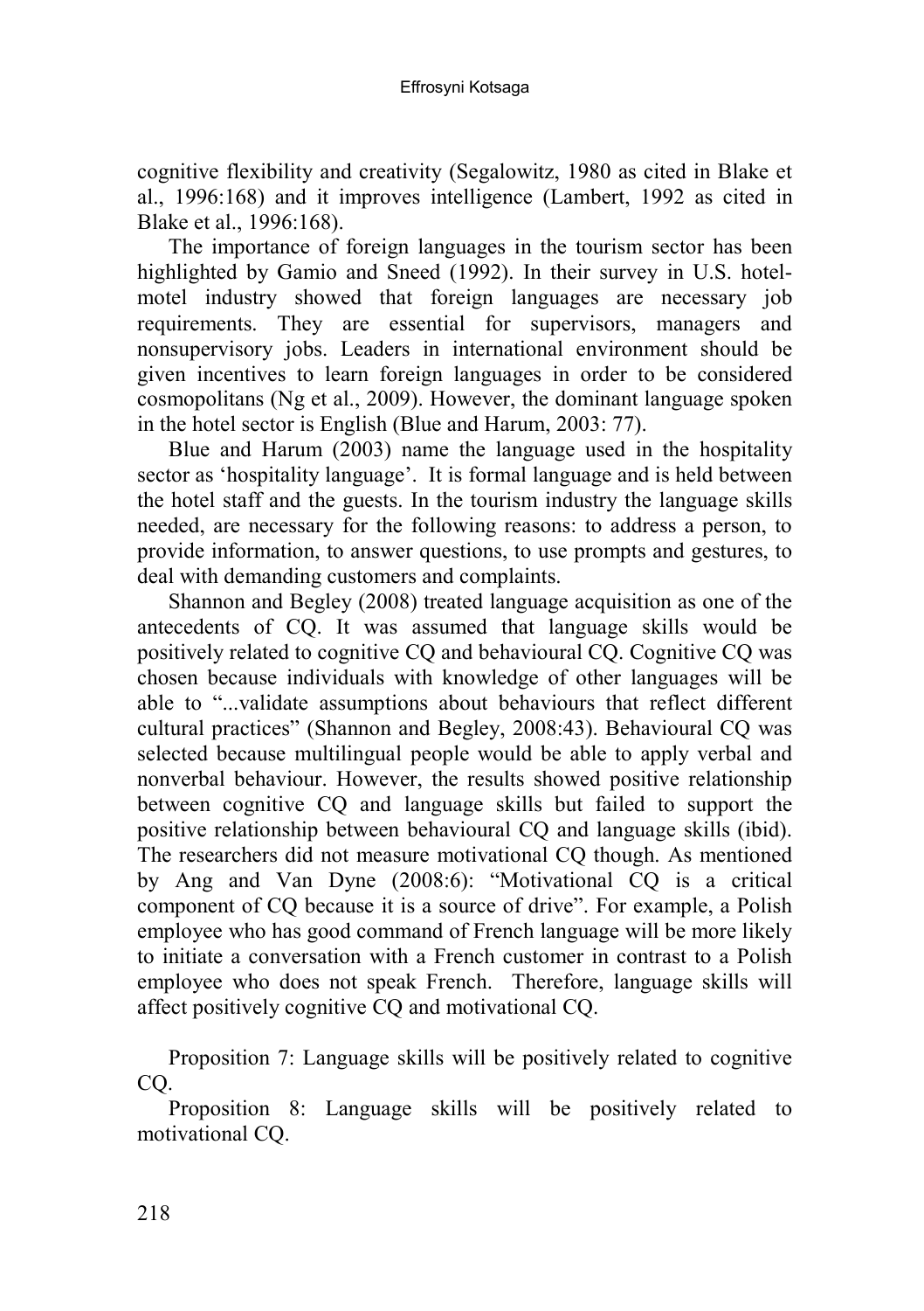cognitive flexibility and creativity (Segalowitz, 1980 as cited in Blake et al., 1996:168) and it improves intelligence (Lambert, 1992 as cited in Blake et al., 1996:168).

The importance of foreign languages in the tourism sector has been highlighted by Gamio and Sneed (1992). In their survey in U.S. hotel-motel industry showed that foreign languages are necessary job requirements. They are essential for supervisors, managers and nonsupervisory jobs. Leaders in international environment should be given incentives to learn foreign languages in order to be considered cosmopolitans (Ng et al., 2009). However, the dominant language spoken in the hotel sector is English (Blue and Harum, 2003: 77).

Blue and Harum (2003) name the language used in the hospitality sector as 'hospitality language'. It is formal language and is held between the hotel staff and the guests. In the tourism industry the language skills needed, are necessary for the following reasons: to address a person, to provide information, to answer questions, to use prompts and gestures, to deal with demanding customers and complaints.

Shannon and Begley (2008) treated language acquisition as one of the antecedents of CQ. It was assumed that language skills would be positively related to cognitive CQ and behavioural CQ. Cognitive CQ was chosen because individuals with knowledge of other languages will be able to "...validate assumptions about behaviours that reflect different cultural practices" (Shannon and Begley, 2008:43). Behavioural CQ was selected because multilingual people would be able to apply verbal and nonverbal behaviour. However, the results showed positive relationship between cognitive CQ and language skills but failed to support the positive relationship between behavioural CQ and language skills (ibid). The researchers did not measure motivational CQ though. As mentioned by Ang and Van Dyne (2008:6): "Motivational CQ is a critical component of CQ because it is a source of drive". For example, a Polish employee who has good command of French language will be more likely to initiate a conversation with a French customer in contrast to a Polish employee who does not speak French. Therefore, language skills will affect positively cognitive CQ and motivational CQ.

Proposition 7: Language skills will be positively related to cognitive CQ.

Proposition 8: Language skills will be positively related to motivational CQ.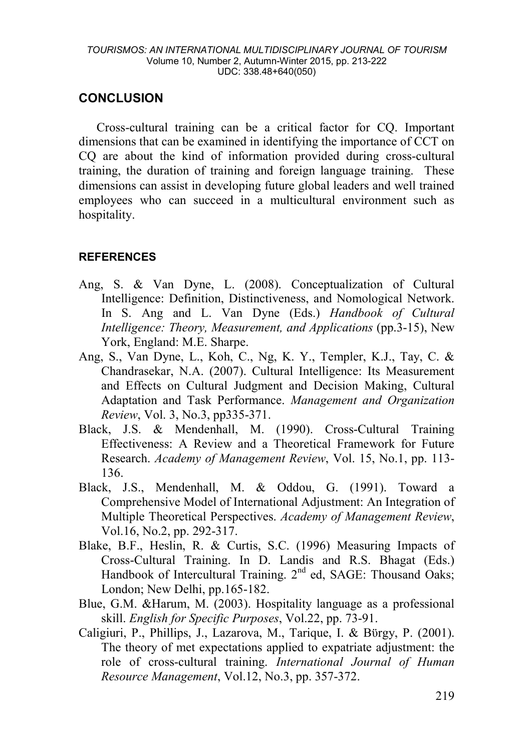## CONCLUSION

Cross-cultural training can be a critical factor for CQ. Important dimensions that can be examined in identifying the importance of CCT on CQ are about the kind of information provided during cross-cultural training, the duration of training and foreign language training. These dimensions can assist in developing future global leaders and well trained employees who can succeed in a multicultural environment such as hospitality.

### REFERENCES

Ang, S. & Van Dyne, L. (2008). Conceptualization of Cultural Intelligence: Definition, Distinctiveness, and Nomological Network. In S. Ang and L. Van Dyne (Eds.) *Handbook of Cultural Intelligence: Theory, Measurement, and Applications* (pp.3-15), New York, England: M.E. Sharpe.

Ang, S., Van Dyne, L., Koh, C., Ng, K. Y., Templer, K.J., Tay, C. & Chandrasekar, N.A. (2007). Cultural Intelligence: Its Measurement and Effects on Cultural Judgment and Decision Making, Cultural Adaptation and Task Performance. *Management and Organization Review*, Vol. 3, No.3, pp335-371.

Black, J.S. & Mendenhall, M. (1990). Cross-Cultural Training Effectiveness: A Review and a Theoretical Framework for Future Research. *Academy of Management Review*, Vol. 15, No.1, pp. 113-136.

Black, J.S., Mendenhall, M. & Oddou, G. (1991). Toward a Comprehensive Model of International Adjustment: An Integration of Multiple Theoretical Perspectives. *Academy of Management Review*, Vol.16, No.2, pp. 292-317.

Blake, B.F., Heslin, R. & Curtis, S.C. (1996) Measuring Impacts of Cross-Cultural Training. In D. Landis and R.S. Bhagat (Eds.) Handbook of Intercultural Training. 2nd ed, SAGE: Thousand Oaks; London; New Delhi, pp.165-182.

Blue, G.M. &Harum, M. (2003). Hospitality language as a professional skill. *English for Specific Purposes*, Vol.22, pp. 73-91.

Caligiuri, P., Phillips, J., Lazarova, M., Tarique, I. & Bürgy, P. (2001). The theory of met expectations applied to expatriate adjustment: the role of cross-cultural training. *International Journal of Human Resource Management*, Vol.12, No.3, pp. 357-372.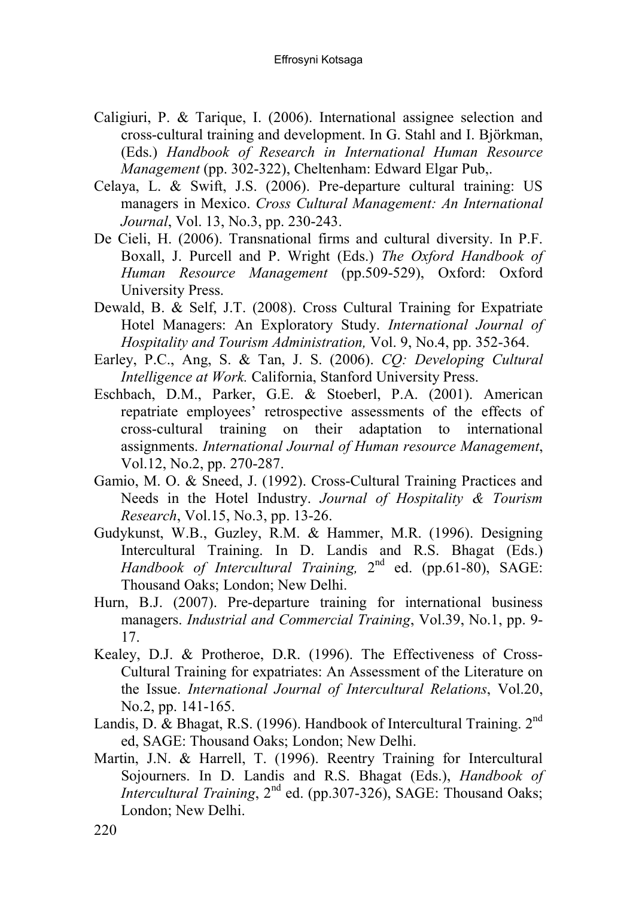Caligiuri, P. & Tarique, I. (2006). International assignee selection and cross-cultural training and development. In G. Stahl and I. Björkman, (Eds.) *Handbook of Research in International Human Resource Management* (pp. 302-322), Cheltenham: Edward Elgar Pub,.

Celaya, L. & Swift, J.S. (2006). Pre-departure cultural training: US managers in Mexico. *Cross Cultural Management: An International Journal*, Vol. 13, No.3, pp. 230-243.

De Cieli, H. (2006). Transnational firms and cultural diversity. In P.F. Boxall, J. Purcell and P. Wright (Eds.) *The Oxford Handbook of Human Resource Management* (pp.509-529), Oxford: Oxford University Press.

Dewald, B. & Self, J.T. (2008). Cross Cultural Training for Expatriate Hotel Managers: An Exploratory Study. *International Journal of Hospitality and Tourism Administration,* Vol. 9, No.4, pp. 352-364.

Earley, P.C., Ang, S. & Tan, J. S. (2006). *CQ: Developing Cultural Intelligence at Work.* California, Stanford University Press.

Eschbach, D.M., Parker, G.E. & Stoeberl, P.A. (2001). American repatriate employees' retrospective assessments of the effects of cross-cultural training on their adaptation to international assignments. *International Journal of Human resource Management*, Vol.12, No.2, pp. 270-287.

Gamio, M. O. & Sneed, J. (1992). Cross-Cultural Training Practices and Needs in the Hotel Industry. *Journal of Hospitality & Tourism Research*, Vol.15, No.3, pp. 13-26.

Gudykunst, W.B., Guzley, R.M. & Hammer, M.R. (1996). Designing Intercultural Training. In D. Landis and R.S. Bhagat (Eds.) *Handbook of Intercultural Training,* 2nd ed. (pp.61-80), SAGE: Thousand Oaks; London; New Delhi.

Hurn, B.J. (2007). Pre-departure training for international business managers. *Industrial and Commercial Training*, Vol.39, No.1, pp. 9-17.

Kealey, D.J. & Protheroe, D.R. (1996). The Effectiveness of Cross-Cultural Training for expatriates: An Assessment of the Literature on the Issue. *International Journal of Intercultural Relations*, Vol.20, No.2, pp. 141-165.

Landis, D. & Bhagat, R.S. (1996). Handbook of Intercultural Training. 2nd ed, SAGE: Thousand Oaks; London; New Delhi.

Martin, J.N. & Harrell, T. (1996). Reentry Training for Intercultural Sojourners. In D. Landis and R.S. Bhagat (Eds.), *Handbook of Intercultural Training*, 2nd ed. (pp.307-326), SAGE: Thousand Oaks; London; New Delhi.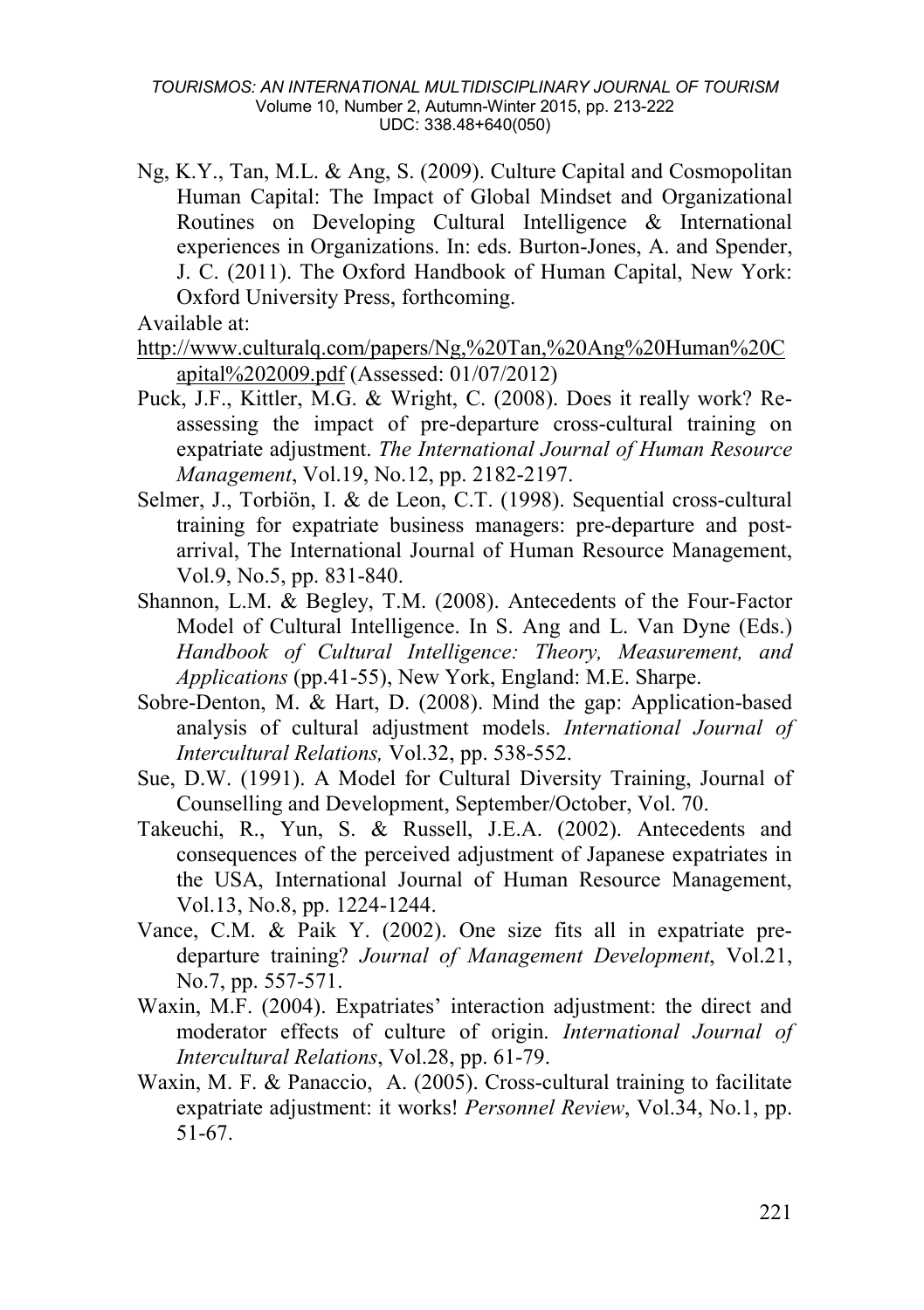Ng, K.Y., Tan, M.L. & Ang, S. (2009). Culture Capital and Cosmopolitan Human Capital: The Impact of Global Mindset and Organizational Routines on Developing Cultural Intelligence & International experiences in Organizations. In: eds. Burton-Jones, A. and Spender, J. C. (2011). The Oxford Handbook of Human Capital, New York: Oxford University Press, forthcoming.

Available at:
http://www.culturalq.com/papers/Ng,%20Tan,%20Ang%20Human%20Capital%202009.pdf (Assessed: 01/07/2012)

Puck, J.F., Kittler, M.G. & Wright, C. (2008). Does it really work? Re-assessing the impact of pre-departure cross-cultural training on expatriate adjustment. *The International Journal of Human Resource Management*, Vol.19, No.12, pp. 2182-2197.

Selmer, J., Torbiön, I. & de Leon, C.T. (1998). Sequential cross-cultural training for expatriate business managers: pre-departure and post-arrival, The International Journal of Human Resource Management, Vol.9, No.5, pp. 831-840.

Shannon, L.M. & Begley, T.M. (2008). Antecedents of the Four-Factor Model of Cultural Intelligence. In S. Ang and L. Van Dyne (Eds.) *Handbook of Cultural Intelligence: Theory, Measurement, and Applications* (pp.41-55), New York, England: M.E. Sharpe.

Sobre-Denton, M. & Hart, D. (2008). Mind the gap: Application-based analysis of cultural adjustment models. *International Journal of Intercultural Relations,* Vol.32, pp. 538-552.

Sue, D.W. (1991). A Model for Cultural Diversity Training, Journal of Counselling and Development, September/October, Vol. 70.

Takeuchi, R., Yun, S. & Russell, J.E.A. (2002). Antecedents and consequences of the perceived adjustment of Japanese expatriates in the USA, International Journal of Human Resource Management, Vol.13, No.8, pp. 1224-1244.

Vance, C.M. & Paik Y. (2002). One size fits all in expatriate pre-departure training? *Journal of Management Development*, Vol.21, No.7, pp. 557-571.

Waxin, M.F. (2004). Expatriates' interaction adjustment: the direct and moderator effects of culture of origin. *International Journal of Intercultural Relations*, Vol.28, pp. 61-79.

Waxin, M. F. & Panaccio, A. (2005). Cross-cultural training to facilitate expatriate adjustment: it works! *Personnel Review*, Vol.34, No.1, pp. 51-67.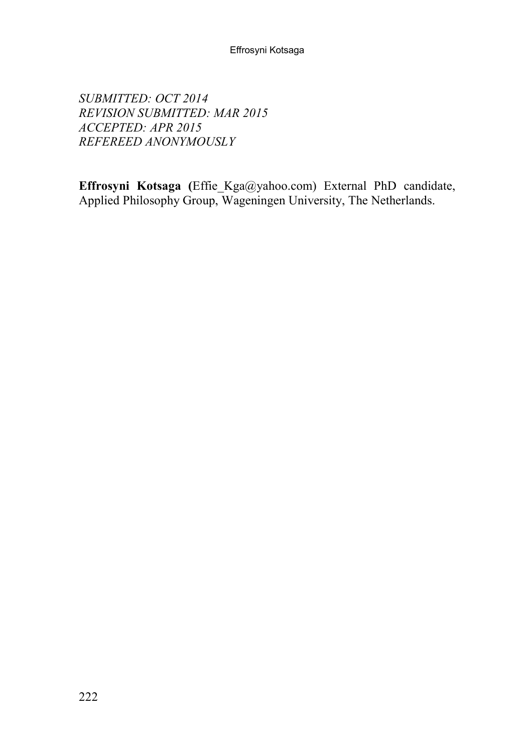*SUBMITTED: OCT 2014*
*REVISION SUBMITTED: MAR 2015*
*ACCEPTED: APR 2015*
*REFEREED ANONYMOUSLY*

**Effrosyni Kotsaga (**Effie_Kga@yahoo.com) External PhD candidate, Applied Philosophy Group, Wageningen University, The Netherlands.